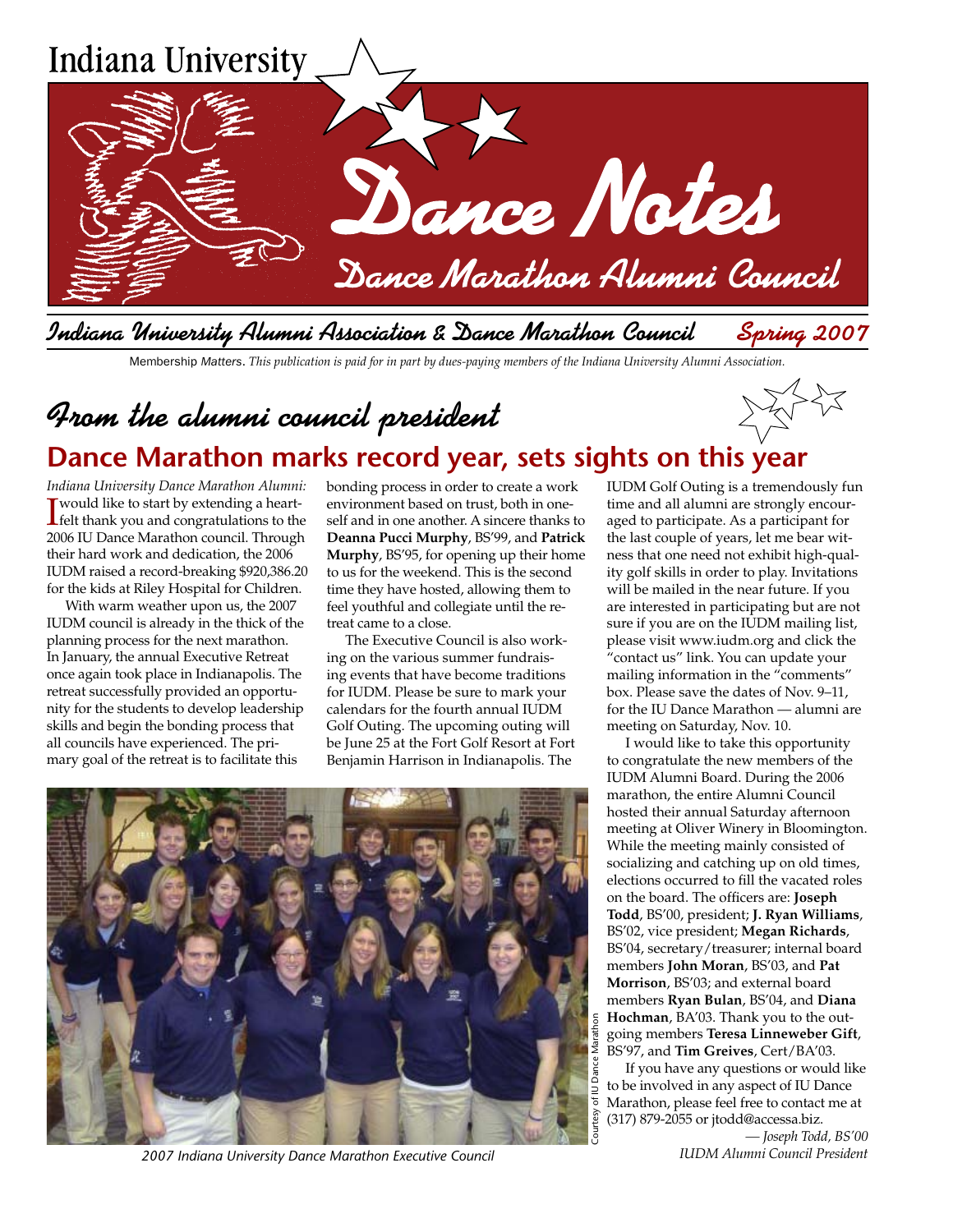Indiana University

# Dance Notes

## Dance Marathon Alumni Council

**Indiana University Alumni Association & Dance Marathon Council** — **Spring 2007**

Membership *Matters*. *This publication is paid for in part by dues-paying members of the Indiana University Alumni Association.*

## From the alumni council president

# Dance Marathon marks record year, sets sights on this year

*Indiana University Dance Marathon Alumni:*

I would like to start by extending a heartfelt thank you and congratulations to the 2006 IU Dance Marathon council. Through their hard work and dedication, the 2006 IUDM raised a record-breaking $920,386.20 for the kids at Riley Hospital for Children.

With warm weather upon us, the 2007 IUDM council is already in the thick of the planning process for the next marathon. In January, the annual Executive Retreat once again took place in Indianapolis. The retreat successfully provided an opportunity for the students to develop leadership skills and begin the bonding process that all councils have experienced. The primary goal of the retreat is to facilitate this bonding process in order to create a work environment based on trust, both in oneself and in one another. A sincere thanks to **Deanna Pucci Murphy**, BS'99, and **Patrick Murphy**, BS'95, for opening up their home to us for the weekend. This is the second time they have hosted, allowing them to feel youthful and collegiate until the retreat came to a close.

The Executive Council is also working on the various summer fundraising events that have become traditions for IUDM. Please be sure to mark your calendars for the fourth annual IUDM Golf Outing. The upcoming outing will be June 25 at the Fort Golf Resort at Fort Benjamin Harrison in Indianapolis. The IUDM Golf Outing is a tremendously fun time and all alumni are strongly encouraged to participate. As a participant for the last couple of years, let me bear witness that one need not exhibit high-quality golf skills in order to play. Invitations will be mailed in the near future. If you are interested in participating but are not sure if you are on the IUDM mailing list, please visit www.iudm.org and click the "contact us" link. You can update your mailing information in the "comments" box. Please save the dates of Nov. 9–11, for the IU Dance Marathon — alumni are meeting on Saturday, Nov. 10.

I would like to take this opportunity to congratulate the new members of the IUDM Alumni Board. During the 2006 marathon, the entire Alumni Council hosted their annual Saturday afternoon meeting at Oliver Winery in Bloomington. While the meeting mainly consisted of socializing and catching up on old times, elections occurred to fill the vacated roles on the board. The officers are: **Joseph Todd**, BS'00, president; **J. Ryan Williams**, BS'02, vice president; **Megan Richards**, BS'04, secretary/treasurer; internal board members **John Moran**, BS'03, and **Pat Morrison**, BS'03; and external board members **Ryan Bulan**, BS'04, and **Diana Hochman**, BA'03. Thank you to the outgoing members **Teresa Linneweber Gift**, BS'97, and **Tim Greives**, Cert/BA'03.

If you have any questions or would like to be involved in any aspect of IU Dance Marathon, please feel free to contact me at (317) 879-2055 or jtodd@accessa.biz.

*— Joseph Todd, BS'00*
*IUDM Alumni Council President*

Courtesy of IU Dance Marathon

*2007 Indiana University Dance Marathon Executive Council*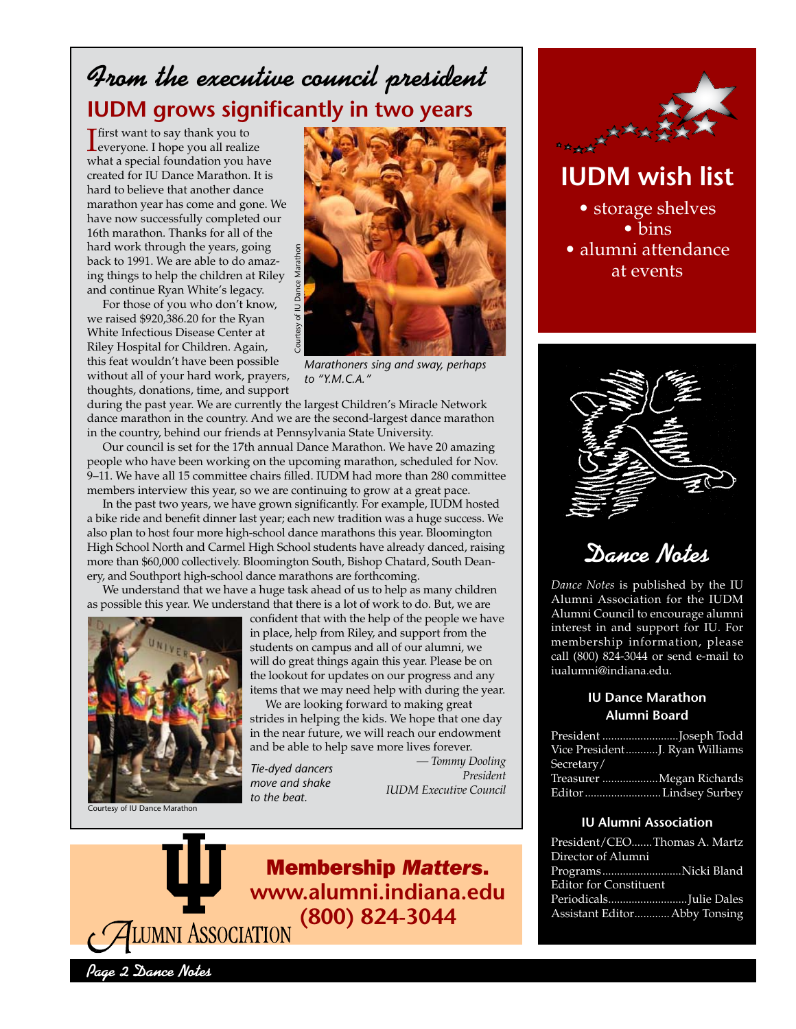# From the executive council president

## IUDM grows significantly in two years

I first want to say thank you to everyone. I hope you all realize what a special foundation you have created for IU Dance Marathon. It is hard to believe that another dance marathon year has come and gone. We have now successfully completed our 16th marathon. Thanks for all of the hard work through the years, going back to 1991. We are able to do amazing things to help the children at Riley and continue Ryan White's legacy.

For those of you who don't know, we raised $920,386.20 for the Ryan White Infectious Disease Center at Riley Hospital for Children. Again, this feat wouldn't have been possible without all of your hard work, prayers, thoughts, donations, time, and support during the past year. We are currently the largest Children's Miracle Network dance marathon in the country. And we are the second-largest dance marathon in the country, behind our friends at Pennsylvania State University.

Courtesy of IU Dance Marathon

*Marathoners sing and sway, perhaps to "Y.M.C.A."*

Our council is set for the 17th annual Dance Marathon. We have 20 amazing people who have been working on the upcoming marathon, scheduled for Nov. 9–11. We have all 15 committee chairs filled. IUDM had more than 280 committee members interview this year, so we are continuing to grow at a great pace.

In the past two years, we have grown significantly. For example, IUDM hosted a bike ride and benefit dinner last year; each new tradition was a huge success. We also plan to host four more high-school dance marathons this year. Bloomington High School North and Carmel High School students have already danced, raising more than $60,000 collectively. Bloomington South, Bishop Chatard, South Deanery, and Southport high-school dance marathons are forthcoming.

We understand that we have a huge task ahead of us to help as many children as possible this year. We understand that there is a lot of work to do. But, we are confident that with the help of the people we have in place, help from Riley, and support from the students on campus and all of our alumni, we will do great things again this year. Please be on the lookout for updates on our progress and any items that we may need help with during the year.

We are looking forward to making great strides in helping the kids. We hope that one day in the near future, we will reach our endowment and be able to help save more lives forever.

*— Tommy Dooling*
*President*
*IUDM Executive Council*

Courtesy of IU Dance Marathon

*Tie-dyed dancers move and shake to the beat.*

**Membership *Matters*.**
**www.alumni.indiana.edu**
**(800) 824-3044**

Alumni Association

## IUDM wish list

- storage shelves
- bins
- alumni attendance at events

## Dance Notes

*Dance Notes* is published by the IU Alumni Association for the IUDM Alumni Council to encourage alumni interest in and support for IU. For membership information, please call (800) 824-3044 or send e-mail to iualumni@indiana.edu.

### IU Dance Marathon Alumni Board

President .......................... Joseph Todd
Vice President ........... J. Ryan Williams
Secretary/
Treasurer ................... Megan Richards
Editor .......................... Lindsey Surbey

### IU Alumni Association

President/CEO ....... Thomas A. Martz
Director of Alumni
Programs ........................... Nicki Bland
Editor for Constituent
Periodicals ........................... Julie Dales
Assistant Editor ............ Abby Tonsing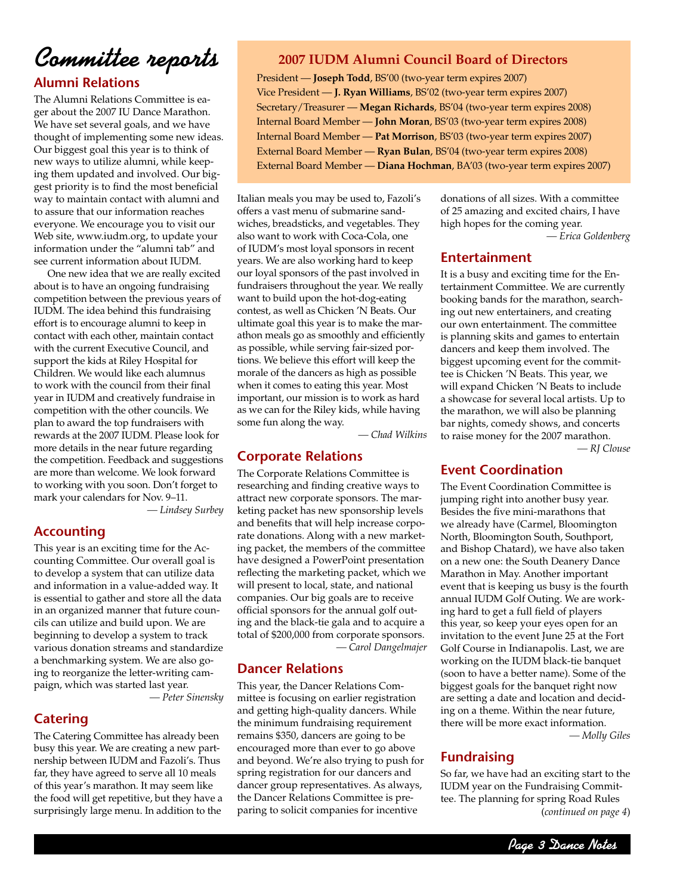# Committee reports

## 2007 IUDM Alumni Council Board of Directors

President — **Joseph Todd**, BS'00 (two-year term expires 2007)
Vice President — **J. Ryan Williams**, BS'02 (two-year term expires 2007)
Secretary/Treasurer — **Megan Richards**, BS'04 (two-year term expires 2008)
Internal Board Member — **John Moran**, BS'03 (two-year term expires 2008)
Internal Board Member — **Pat Morrison**, BS'03 (two-year term expires 2007)
External Board Member — **Ryan Bulan**, BS'04 (two-year term expires 2008)
External Board Member — **Diana Hochman**, BA'03 (two-year term expires 2007)

## Alumni Relations

The Alumni Relations Committee is eager about the 2007 IU Dance Marathon. We have set several goals, and we have thought of implementing some new ideas. Our biggest goal this year is to think of new ways to utilize alumni, while keeping them updated and involved. Our biggest priority is to find the most beneficial way to maintain contact with alumni and to assure that our information reaches everyone. We encourage you to visit our Web site, www.iudm.org, to update your information under the "alumni tab" and see current information about IUDM.

One new idea that we are really excited about is to have an ongoing fundraising competition between the previous years of IUDM. The idea behind this fundraising effort is to encourage alumni to keep in contact with each other, maintain contact with the current Executive Council, and support the kids at Riley Hospital for Children. We would like each alumnus to work with the council from their final year in IUDM and creatively fundraise in competition with the other councils. We plan to award the top fundraisers with rewards at the 2007 IUDM. Please look for more details in the near future regarding the competition. Feedback and suggestions are more than welcome. We look forward to working with you soon. Don't forget to mark your calendars for Nov. 9–11.

*— Lindsey Surbey*

## Accounting

This year is an exciting time for the Accounting Committee. Our overall goal is to develop a system that can utilize data and information in a value-added way. It is essential to gather and store all the data in an organized manner that future councils can utilize and build upon. We are beginning to develop a system to track various donation streams and standardize a benchmarking system. We are also going to reorganize the letter-writing campaign, which was started last year.

*— Peter Sinensky*

## Catering

The Catering Committee has already been busy this year. We are creating a new partnership between IUDM and Fazoli's. Thus far, they have agreed to serve all 10 meals of this year's marathon. It may seem like the food will get repetitive, but they have a surprisingly large menu. In addition to the Italian meals you may be used to, Fazoli's offers a vast menu of submarine sandwiches, breadsticks, and vegetables. They also want to work with Coca-Cola, one of IUDM's most loyal sponsors in recent years. We are also working hard to keep our loyal sponsors of the past involved in fundraisers throughout the year. We really want to build upon the hot-dog-eating contest, as well as Chicken 'N Beats. Our ultimate goal this year is to make the marathon meals go as smoothly and efficiently as possible, while serving fair-sized portions. We believe this effort will keep the morale of the dancers as high as possible when it comes to eating this year. Most important, our mission is to work as hard as we can for the Riley kids, while having some fun along the way.

*— Chad Wilkins*

## Corporate Relations

The Corporate Relations Committee is researching and finding creative ways to attract new corporate sponsors. The marketing packet has new sponsorship levels and benefits that will help increase corporate donations. Along with a new marketing packet, the members of the committee have designed a PowerPoint presentation reflecting the marketing packet, which we will present to local, state, and national companies. Our big goals are to receive official sponsors for the annual golf outing and the black-tie gala and to acquire a total of $200,000 from corporate sponsors.

*— Carol Dangelmajer*

## Dancer Relations

This year, the Dancer Relations Committee is focusing on earlier registration and getting high-quality dancers. While the minimum fundraising requirement remains $350, dancers are going to be encouraged more than ever to go above and beyond. We're also trying to push for spring registration for our dancers and dancer group representatives. As always, the Dancer Relations Committee is preparing to solicit companies for incentive donations of all sizes. With a committee of 25 amazing and excited chairs, I have high hopes for the coming year.

*— Erica Goldenberg*

## Entertainment

It is a busy and exciting time for the Entertainment Committee. We are currently booking bands for the marathon, searching out new entertainers, and creating our own entertainment. The committee is planning skits and games to entertain dancers and keep them involved. The biggest upcoming event for the committee is Chicken 'N Beats. This year, we will expand Chicken 'N Beats to include a showcase for several local artists. Up to the marathon, we will also be planning bar nights, comedy shows, and concerts to raise money for the 2007 marathon.

*— RJ Clouse*

## Event Coordination

The Event Coordination Committee is jumping right into another busy year. Besides the five mini-marathons that we already have (Carmel, Bloomington North, Bloomington South, Southport, and Bishop Chatard), we have also taken on a new one: the South Deanery Dance Marathon in May. Another important event that is keeping us busy is the fourth annual IUDM Golf Outing. We are working hard to get a full field of players this year, so keep your eyes open for an invitation to the event June 25 at the Fort Golf Course in Indianapolis. Last, we are working on the IUDM black-tie banquet (soon to have a better name). Some of the biggest goals for the banquet right now are setting a date and location and deciding on a theme. Within the near future, there will be more exact information.

*— Molly Giles*

## Fundraising

So far, we have had an exciting start to the IUDM year on the Fundraising Committee. The planning for spring Road Rules

(*continued on page 4*)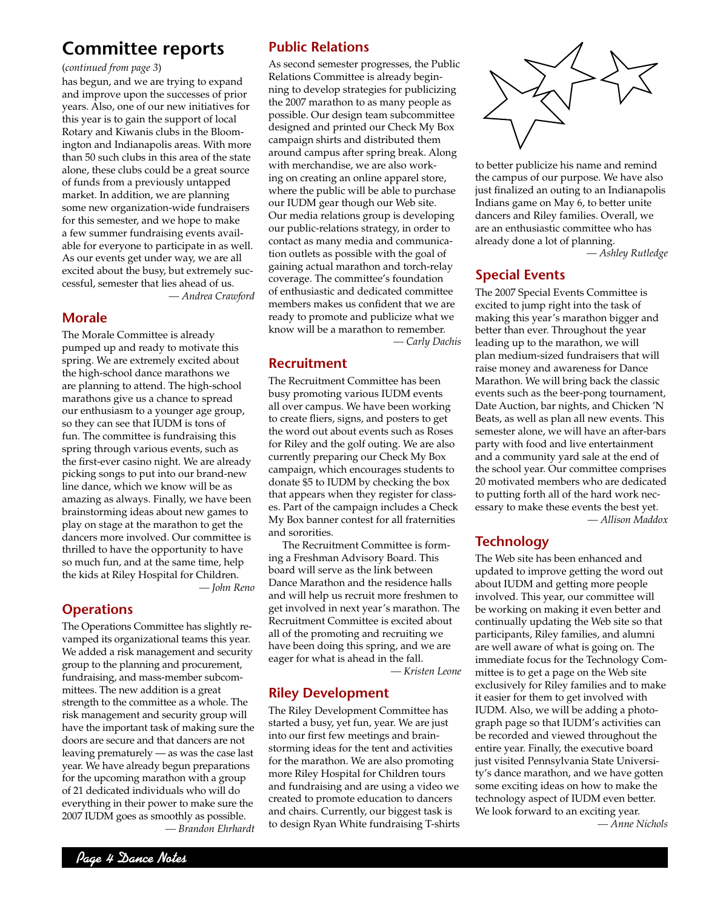# Committee reports

(*continued from page 3*)

has begun, and we are trying to expand and improve upon the successes of prior years. Also, one of our new initiatives for this year is to gain the support of local Rotary and Kiwanis clubs in the Bloomington and Indianapolis areas. With more than 50 such clubs in this area of the state alone, these clubs could be a great source of funds from a previously untapped market. In addition, we are planning some new organization-wide fundraisers for this semester, and we hope to make a few summer fundraising events available for everyone to participate in as well. As our events get under way, we are all excited about the busy, but extremely successful, semester that lies ahead of us.

*— Andrea Crawford*

## Morale

The Morale Committee is already pumped up and ready to motivate this spring. We are extremely excited about the high-school dance marathons we are planning to attend. The high-school marathons give us a chance to spread our enthusiasm to a younger age group, so they can see that IUDM is tons of fun. The committee is fundraising this spring through various events, such as the first-ever casino night. We are already picking songs to put into our brand-new line dance, which we know will be as amazing as always. Finally, we have been brainstorming ideas about new games to play on stage at the marathon to get the dancers more involved. Our committee is thrilled to have the opportunity to have so much fun, and at the same time, help the kids at Riley Hospital for Children.

*— John Reno*

## Operations

The Operations Committee has slightly revamped its organizational teams this year. We added a risk management and security group to the planning and procurement, fundraising, and mass-member subcommittees. The new addition is a great strength to the committee as a whole. The risk management and security group will have the important task of making sure the doors are secure and that dancers are not leaving prematurely — as was the case last year. We have already begun preparations for the upcoming marathon with a group of 21 dedicated individuals who will do everything in their power to make sure the 2007 IUDM goes as smoothly as possible.

*— Brandon Ehrhardt*

## Public Relations

As second semester progresses, the Public Relations Committee is already beginning to develop strategies for publicizing the 2007 marathon to as many people as possible. Our design team subcommittee designed and printed our Check My Box campaign shirts and distributed them around campus after spring break. Along with merchandise, we are also working on creating an online apparel store, where the public will be able to purchase our IUDM gear though our Web site. Our media relations group is developing our public-relations strategy, in order to contact as many media and communication outlets as possible with the goal of gaining actual marathon and torch-relay coverage. The committee's foundation of enthusiastic and dedicated committee members makes us confident that we are ready to promote and publicize what we know will be a marathon to remember.

*— Carly Dachis*

## Recruitment

The Recruitment Committee has been busy promoting various IUDM events all over campus. We have been working to create fliers, signs, and posters to get the word out about events such as Roses for Riley and the golf outing. We are also currently preparing our Check My Box campaign, which encourages students to donate $5 to IUDM by checking the box that appears when they register for classes. Part of the campaign includes a Check My Box banner contest for all fraternities and sororities.

The Recruitment Committee is forming a Freshman Advisory Board. This board will serve as the link between Dance Marathon and the residence halls and will help us recruit more freshmen to get involved in next year's marathon. The Recruitment Committee is excited about all of the promoting and recruiting we have been doing this spring, and we are eager for what is ahead in the fall.

*— Kristen Leone*

## Riley Development

The Riley Development Committee has started a busy, yet fun, year. We are just into our first few meetings and brainstorming ideas for the tent and activities for the marathon. We are also promoting more Riley Hospital for Children tours and fundraising and are using a video we created to promote education to dancers and chairs. Currently, our biggest task is to design Ryan White fundraising T-shirts to better publicize his name and remind the campus of our purpose. We have also just finalized an outing to an Indianapolis Indians game on May 6, to better unite dancers and Riley families. Overall, we are an enthusiastic committee who has already done a lot of planning.

*— Ashley Rutledge*

## Special Events

The 2007 Special Events Committee is excited to jump right into the task of making this year's marathon bigger and better than ever. Throughout the year leading up to the marathon, we will plan medium-sized fundraisers that will raise money and awareness for Dance Marathon. We will bring back the classic events such as the beer-pong tournament, Date Auction, bar nights, and Chicken 'N Beats, as well as plan all new events. This semester alone, we will have an after-bars party with food and live entertainment and a community yard sale at the end of the school year. Our committee comprises 20 motivated members who are dedicated to putting forth all of the hard work necessary to make these events the best yet.

*— Allison Maddox*

## Technology

The Web site has been enhanced and updated to improve getting the word out about IUDM and getting more people involved. This year, our committee will be working on making it even better and continually updating the Web site so that participants, Riley families, and alumni are well aware of what is going on. The immediate focus for the Technology Committee is to get a page on the Web site exclusively for Riley families and to make it easier for them to get involved with IUDM. Also, we will be adding a photograph page so that IUDM's activities can be recorded and viewed throughout the entire year. Finally, the executive board just visited Pennsylvania State University's dance marathon, and we have gotten some exciting ideas on how to make the technology aspect of IUDM even better. We look forward to an exciting year.

*— Anne Nichols*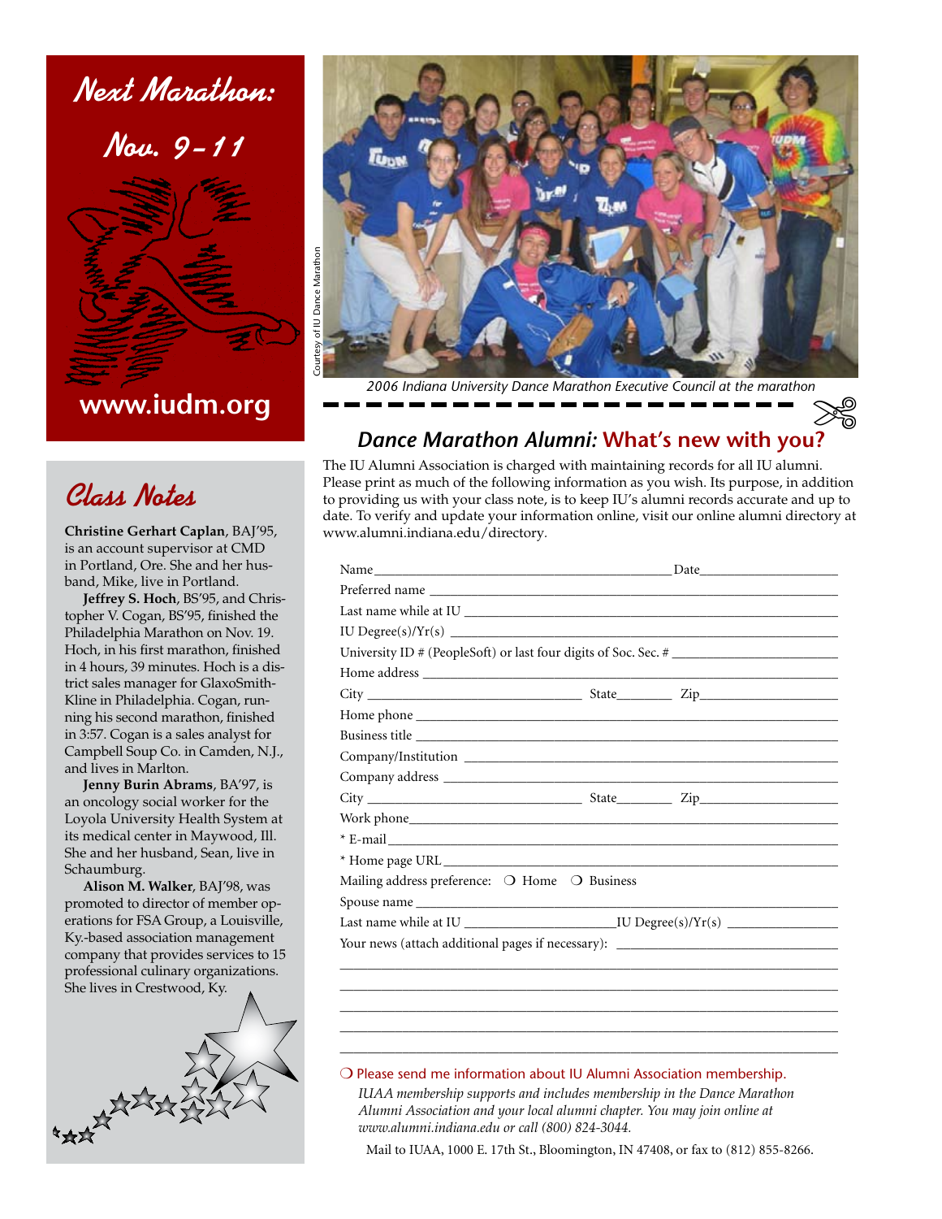## Next Marathon:

## Nov. 9–11

www.iudm.org

## Class Notes

**Christine Gerhart Caplan**, BAJ'95, is an account supervisor at CMD in Portland, Ore. She and her husband, Mike, live in Portland.

**Jeffrey S. Hoch**, BS'95, and Christopher V. Cogan, BS'95, finished the Philadelphia Marathon on Nov. 19. Hoch, in his first marathon, finished in 4 hours, 39 minutes. Hoch is a district sales manager for GlaxoSmithKline in Philadelphia. Cogan, running his second marathon, finished in 3:57. Cogan is a sales analyst for Campbell Soup Co. in Camden, N.J., and lives in Marlton.

**Jenny Burin Abrams**, BA'97, is an oncology social worker for the Loyola University Health System at its medical center in Maywood, Ill. She and her husband, Sean, live in Schaumburg.

**Alison M. Walker**, BAJ'98, was promoted to director of member operations for FSA Group, a Louisville, Ky.-based association management company that provides services to 15 professional culinary organizations. She lives in Crestwood, Ky.

Courtesy of IU Dance Marathon

*2006 Indiana University Dance Marathon Executive Council at the marathon*

## *Dance Marathon Alumni:* What's new with you?

The IU Alumni Association is charged with maintaining records for all IU alumni. Please print as much of the following information as you wish. Its purpose, in addition to providing us with your class note, is to keep IU's alumni records accurate and up to date. To verify and update your information online, visit our online alumni directory at www.alumni.indiana.edu/directory.

Name ______________________________ Date ______________

Preferred name ______________________________

Last name while at IU ______________________________

IU Degree(s)/Yr(s) ______________________________

University ID # (PeopleSoft) or last four digits of Soc. Sec. # ______________

Home address ______________________________

City ______________ State ______ Zip ______________

Home phone ______________________________

Business title ______________________________

Company/Institution ______________________________

Company address ______________________________

City ______________ State ______ Zip ______________

Work phone ______________________________

\* E-mail ______________________________

\* Home page URL ______________________________

Mailing address preference: ❍ Home ❍ Business

Spouse name ______________________________

Last name while at IU ______________ IU Degree(s)/Yr(s) ______________

Your news (attach additional pages if necessary): ______________________________

______________________________________________________________

______________________________________________________________

______________________________________________________________

______________________________________________________________

❍ Please send me information about IU Alumni Association membership.

*IUAA membership supports and includes membership in the Dance Marathon Alumni Association and your local alumni chapter. You may join online at www.alumni.indiana.edu or call (800) 824-3044.*

Mail to IUAA, 1000 E. 17th St., Bloomington, IN 47408, or fax to (812) 855-8266.